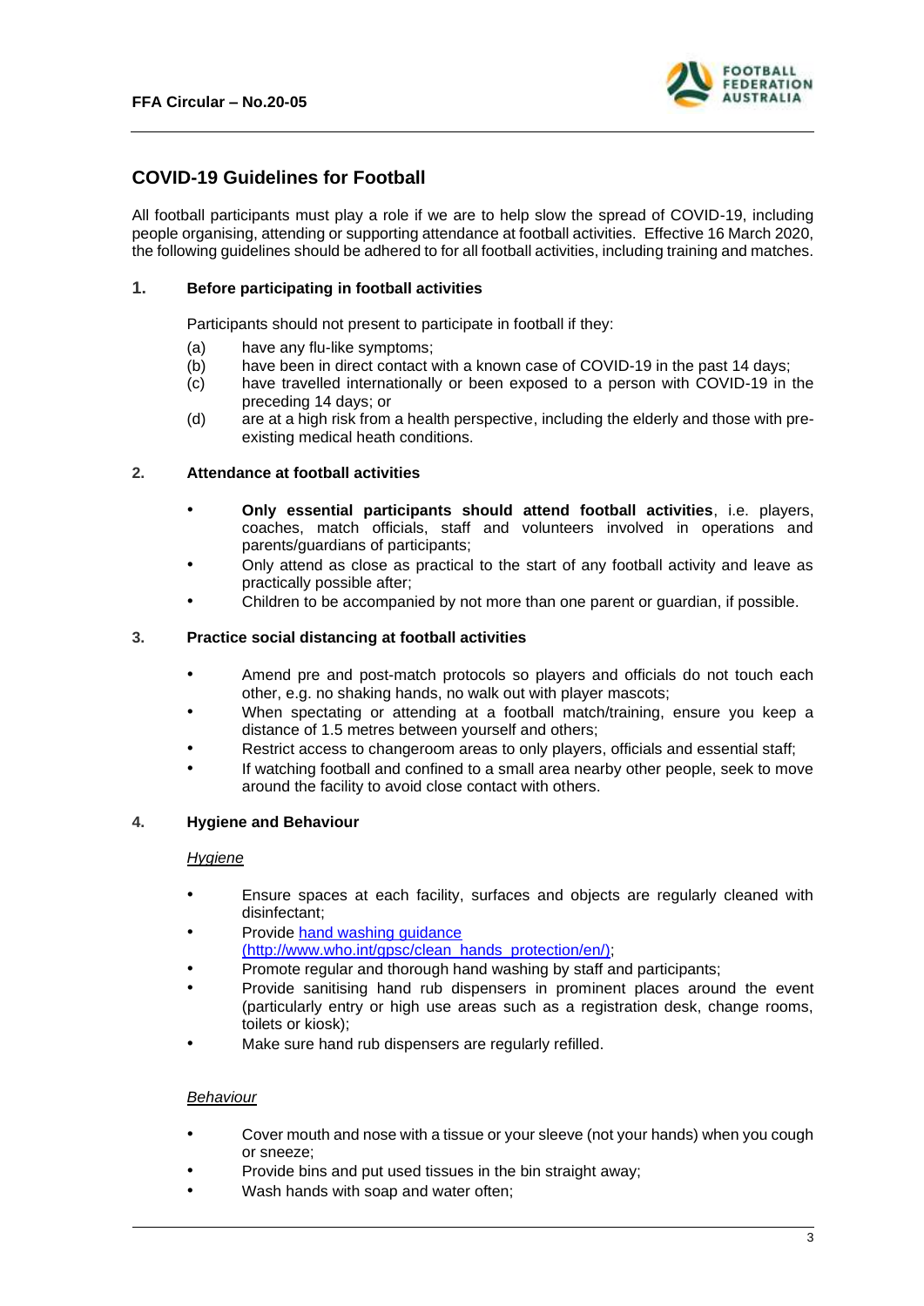## COVID-19 Guidelines for Football

All football participants must play a role if we are to help slow the spread of COVID-19, including people organising, attending or supporting attendance at football activities. Effective 16 March 2020, the following guidelines should be adhered to for all football activities, including training and matches.

### 1. Before participating in football activities

Participants should not present to participate in football if they:

(a) have any flu-like symptoms;
(b) have been in direct contact with a known case of COVID-19 in the past 14 days;
(c) have travelled internationally or been exposed to a person with COVID-19 in the preceding 14 days; or
(d) are at a high risk from a health perspective, including the elderly and those with pre-existing medical heath conditions.

### 2. Attendance at football activities

- **Only essential participants should attend football activities**, i.e. players, coaches, match officials, staff and volunteers involved in operations and parents/guardians of participants;
- Only attend as close as practical to the start of any football activity and leave as practically possible after;
- Children to be accompanied by not more than one parent or guardian, if possible.

### 3. Practice social distancing at football activities

- Amend pre and post-match protocols so players and officials do not touch each other, e.g. no shaking hands, no walk out with player mascots;
- When spectating or attending at a football match/training, ensure you keep a distance of 1.5 metres between yourself and others;
- Restrict access to changeroom areas to only players, officials and essential staff;
- If watching football and confined to a small area nearby other people, seek to move around the facility to avoid close contact with others.

### 4. Hygiene and Behaviour

*Hygiene*

- Ensure spaces at each facility, surfaces and objects are regularly cleaned with disinfectant;
- Provide [hand washing guidance (http://www.who.int/gpsc/clean_hands_protection/en/)](http://www.who.int/gpsc/clean_hands_protection/en/);
- Promote regular and thorough hand washing by staff and participants;
- Provide sanitising hand rub dispensers in prominent places around the event (particularly entry or high use areas such as a registration desk, change rooms, toilets or kiosk);
- Make sure hand rub dispensers are regularly refilled.

*Behaviour*

- Cover mouth and nose with a tissue or your sleeve (not your hands) when you cough or sneeze;
- Provide bins and put used tissues in the bin straight away;
- Wash hands with soap and water often;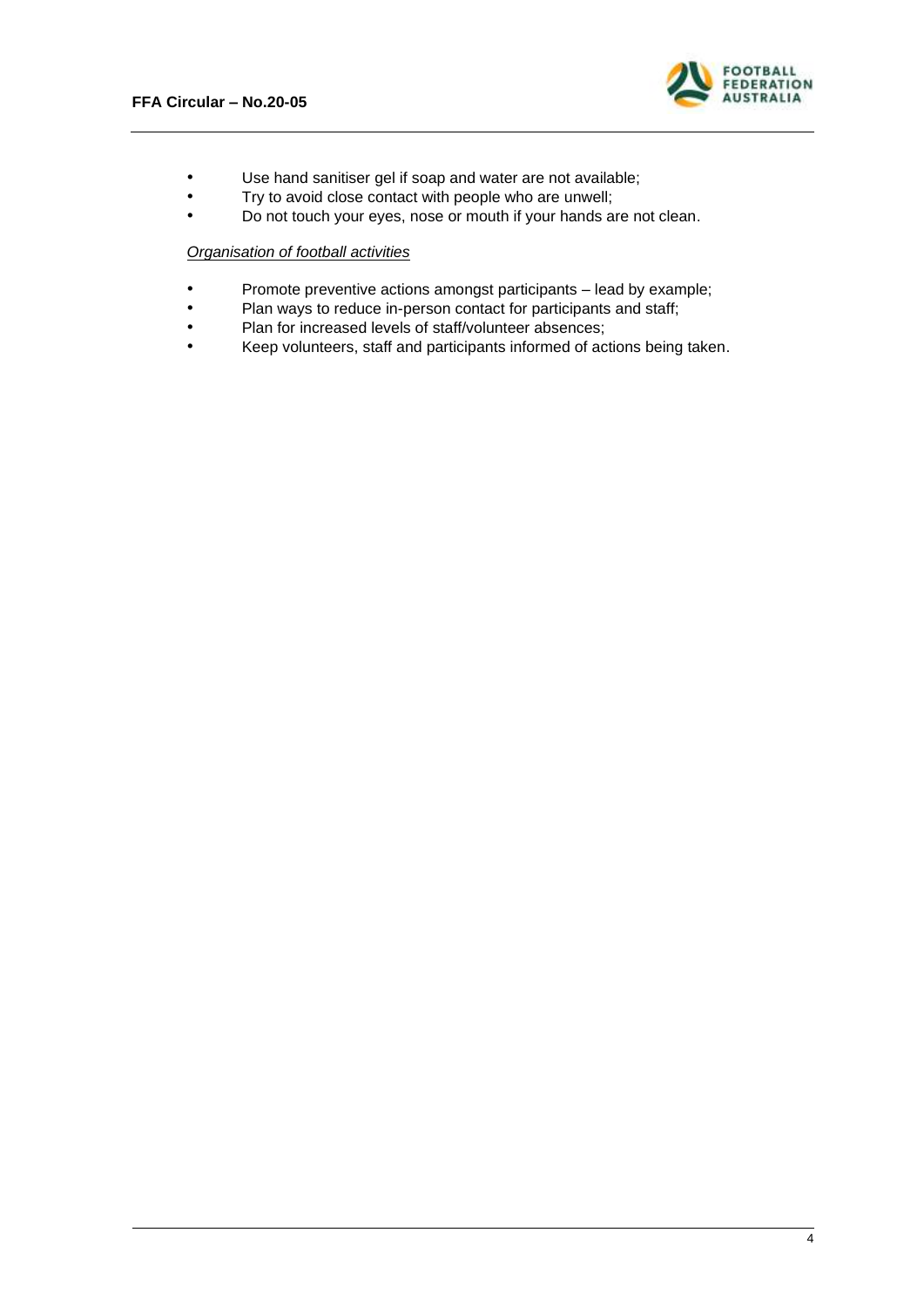- Use hand sanitiser gel if soap and water are not available;
- Try to avoid close contact with people who are unwell;
- Do not touch your eyes, nose or mouth if your hands are not clean.

*Organisation of football activities*

- Promote preventive actions amongst participants – lead by example;
- Plan ways to reduce in-person contact for participants and staff;
- Plan for increased levels of staff/volunteer absences;
- Keep volunteers, staff and participants informed of actions being taken.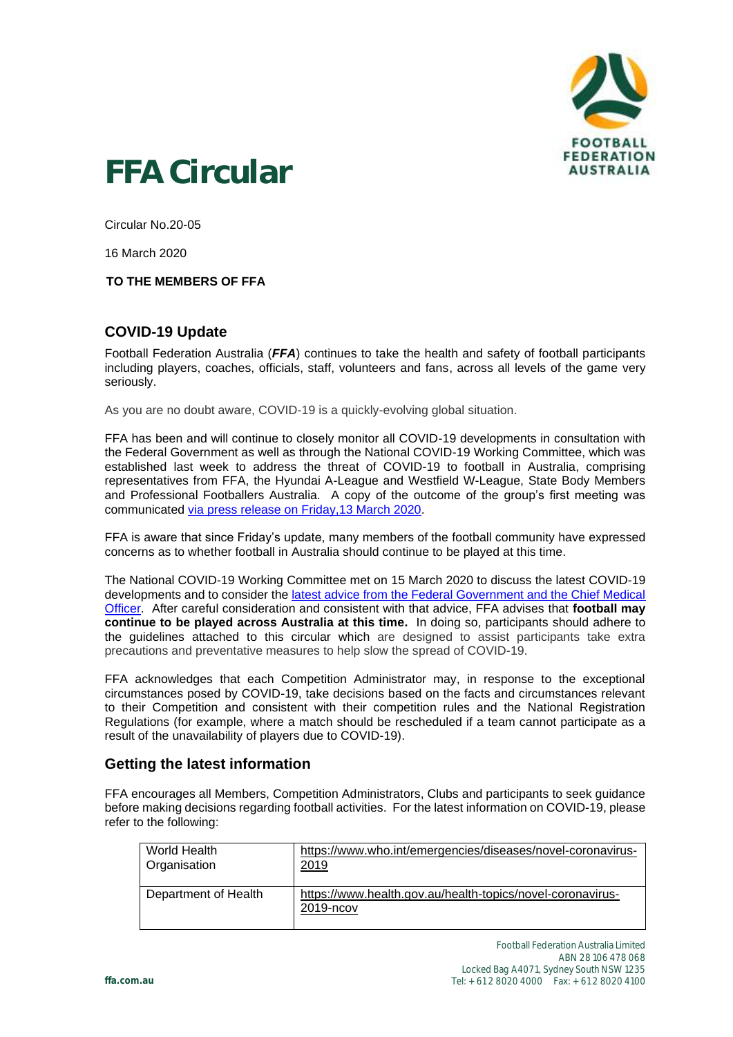# FFA Circular

Circular No.20-05

16 March 2020

**TO THE MEMBERS OF FFA**

## COVID-19 Update

Football Federation Australia (***FFA***) continues to take the health and safety of football participants including players, coaches, officials, staff, volunteers and fans, across all levels of the game very seriously.

As you are no doubt aware, COVID-19 is a quickly-evolving global situation.

FFA has been and will continue to closely monitor all COVID-19 developments in consultation with the Federal Government as well as through the National COVID-19 Working Committee, which was established last week to address the threat of COVID-19 to football in Australia, comprising representatives from FFA, the Hyundai A-League and Westfield W-League, State Body Members and Professional Footballers Australia. A copy of the outcome of the group's first meeting was communicated via press release on Friday,13 March 2020.

FFA is aware that since Friday's update, many members of the football community have expressed concerns as to whether football in Australia should continue to be played at this time.

The National COVID-19 Working Committee met on 15 March 2020 to discuss the latest COVID-19 developments and to consider the latest advice from the Federal Government and the Chief Medical Officer. After careful consideration and consistent with that advice, FFA advises that **football may continue to be played across Australia at this time.** In doing so, participants should adhere to the guidelines attached to this circular which are designed to assist participants take extra precautions and preventative measures to help slow the spread of COVID-19.

FFA acknowledges that each Competition Administrator may, in response to the exceptional circumstances posed by COVID-19, take decisions based on the facts and circumstances relevant to their Competition and consistent with their competition rules and the National Registration Regulations (for example, where a match should be rescheduled if a team cannot participate as a result of the unavailability of players due to COVID-19).

## Getting the latest information

FFA encourages all Members, Competition Administrators, Clubs and participants to seek guidance before making decisions regarding football activities. For the latest information on COVID-19, please refer to the following:

| | |
|---|---|
| World Health Organisation | https://www.who.int/emergencies/diseases/novel-coronavirus-2019 |
| Department of Health | https://www.health.gov.au/health-topics/novel-coronavirus-2019-ncov |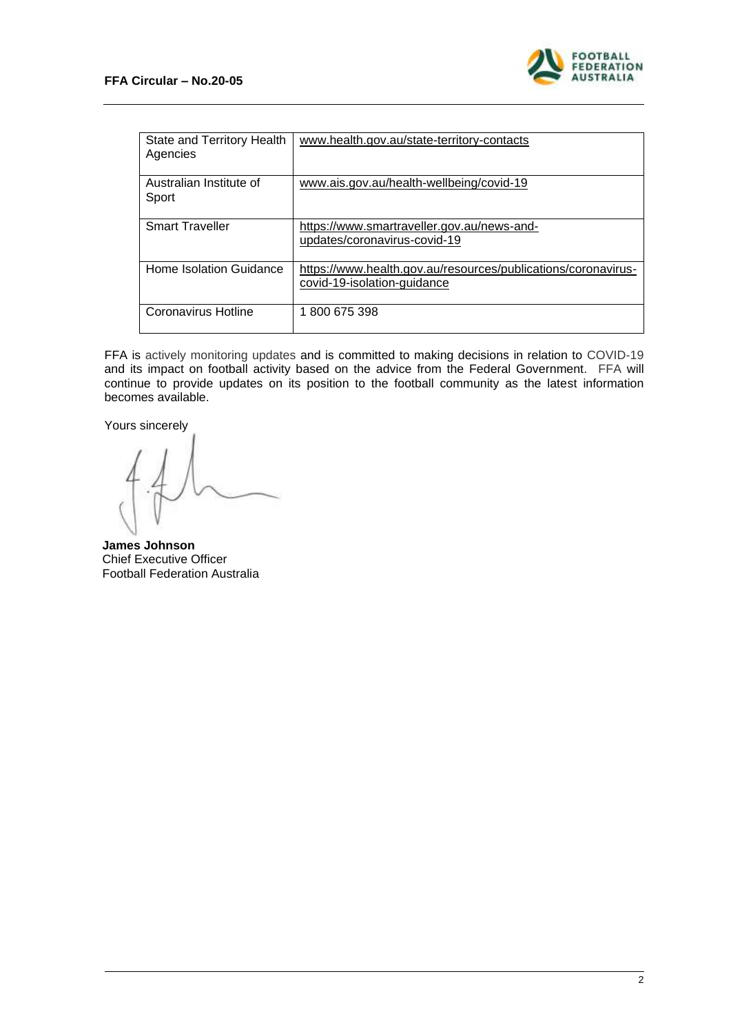| | |
|---|---|
| State and Territory Health Agencies | www.health.gov.au/state-territory-contacts |
| Australian Institute of Sport | www.ais.gov.au/health-wellbeing/covid-19 |
| Smart Traveller | https://www.smartraveller.gov.au/news-and-updates/coronavirus-covid-19 |
| Home Isolation Guidance | https://www.health.gov.au/resources/publications/coronavirus-covid-19-isolation-guidance |
| Coronavirus Hotline | 1 800 675 398 |

FFA is actively monitoring updates and is committed to making decisions in relation to COVID-19 and its impact on football activity based on the advice from the Federal Government. FFA will continue to provide updates on its position to the football community as the latest information becomes available.

Yours sincerely

**James Johnson**
Chief Executive Officer
Football Federation Australia